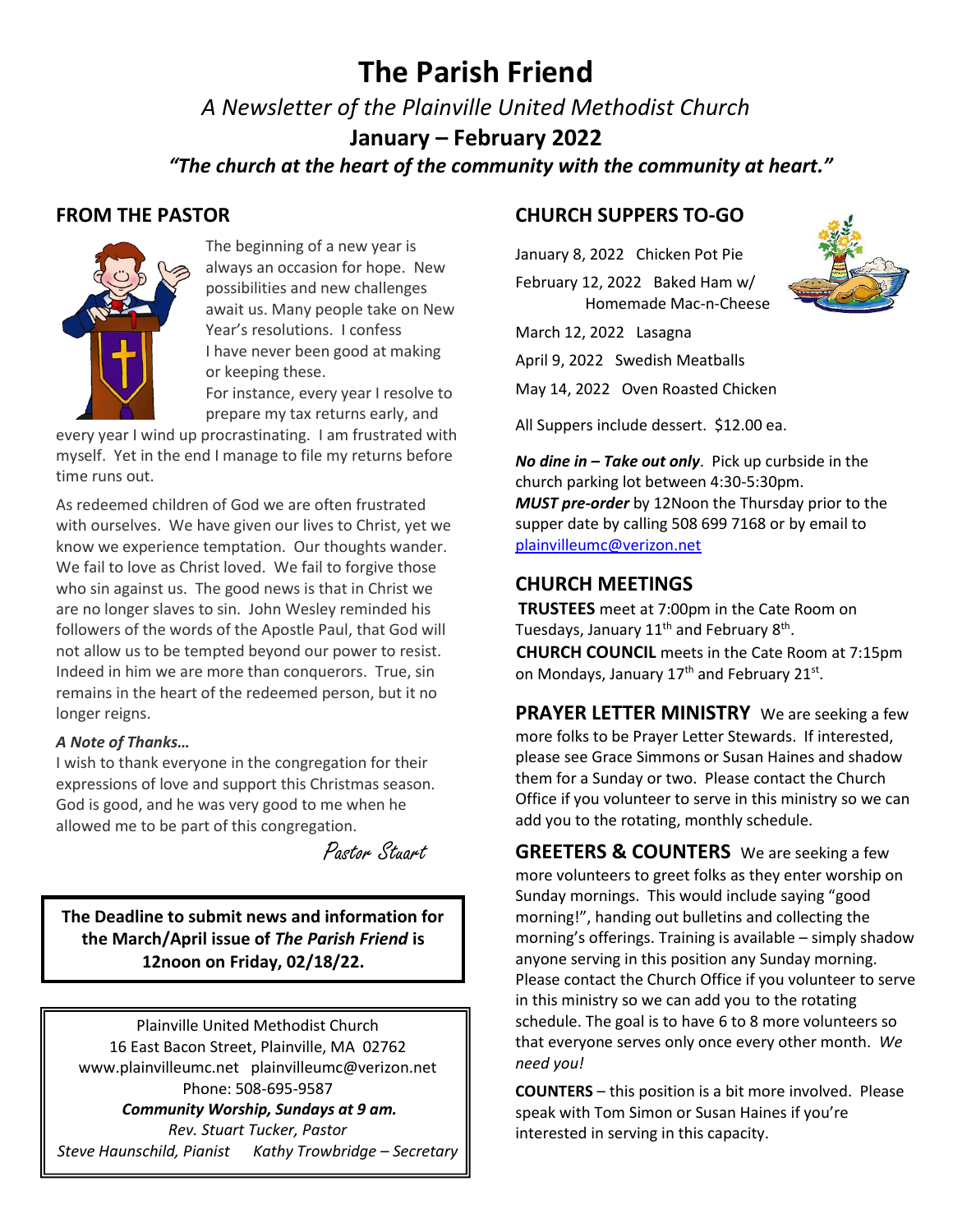# The Parish Friend

*A Newsletter of the Plainville United Methodist Church*

**January – February 2022**

***"The church at the heart of the community with the community at heart."***

## FROM THE PASTOR

The beginning of a new year is always an occasion for hope. New possibilities and new challenges await us. Many people take on New Year's resolutions. I confess I have never been good at making or keeping these. For instance, every year I resolve to prepare my tax returns early, and every year I wind up procrastinating. I am frustrated with myself. Yet in the end I manage to file my returns before time runs out.

As redeemed children of God we are often frustrated with ourselves. We have given our lives to Christ, yet we know we experience temptation. Our thoughts wander. We fail to love as Christ loved. We fail to forgive those who sin against us. The good news is that in Christ we are no longer slaves to sin. John Wesley reminded his followers of the words of the Apostle Paul, that God will not allow us to be tempted beyond our power to resist. Indeed in him we are more than conquerors. True, sin remains in the heart of the redeemed person, but it no longer reigns.

***A Note of Thanks…***

I wish to thank everyone in the congregation for their expressions of love and support this Christmas season. God is good, and he was very good to me when he allowed me to be part of this congregation.

*Pastor Stuart*

**The Deadline to submit news and information for the March/April issue of *The Parish Friend* is 12noon on Friday, 02/18/22.**

Plainville United Methodist Church
16 East Bacon Street, Plainville, MA 02762
www.plainvilleumc.net plainvilleumc@verizon.net
Phone: 508-695-9587
***Community Worship, Sundays at 9 am.***
*Rev. Stuart Tucker, Pastor*
*Steve Haunschild, Pianist* *Kathy Trowbridge – Secretary*

## CHURCH SUPPERS TO-GO

January 8, 2022 Chicken Pot Pie

February 12, 2022 Baked Ham w/ Homemade Mac-n-Cheese

March 12, 2022 Lasagna

April 9, 2022 Swedish Meatballs

May 14, 2022 Oven Roasted Chicken

All Suppers include dessert. $12.00 ea.

***No dine in – Take out only***. Pick up curbside in the church parking lot between 4:30-5:30pm. ***MUST pre-order*** by 12Noon the Thursday prior to the supper date by calling 508 699 7168 or by email to plainvilleumc@verizon.net

## CHURCH MEETINGS

**TRUSTEES** meet at 7:00pm in the Cate Room on Tuesdays, January 11th and February 8th.

**CHURCH COUNCIL** meets in the Cate Room at 7:15pm on Mondays, January 17th and February 21st.

**PRAYER LETTER MINISTRY** We are seeking a few more folks to be Prayer Letter Stewards. If interested, please see Grace Simmons or Susan Haines and shadow them for a Sunday or two. Please contact the Church Office if you volunteer to serve in this ministry so we can add you to the rotating, monthly schedule.

**GREETERS & COUNTERS** We are seeking a few more volunteers to greet folks as they enter worship on Sunday mornings. This would include saying "good morning!", handing out bulletins and collecting the morning's offerings. Training is available – simply shadow anyone serving in this position any Sunday morning. Please contact the Church Office if you volunteer to serve in this ministry so we can add you to the rotating schedule. The goal is to have 6 to 8 more volunteers so that everyone serves only once every other month. *We need you!*

**COUNTERS** – this position is a bit more involved. Please speak with Tom Simon or Susan Haines if you're interested in serving in this capacity.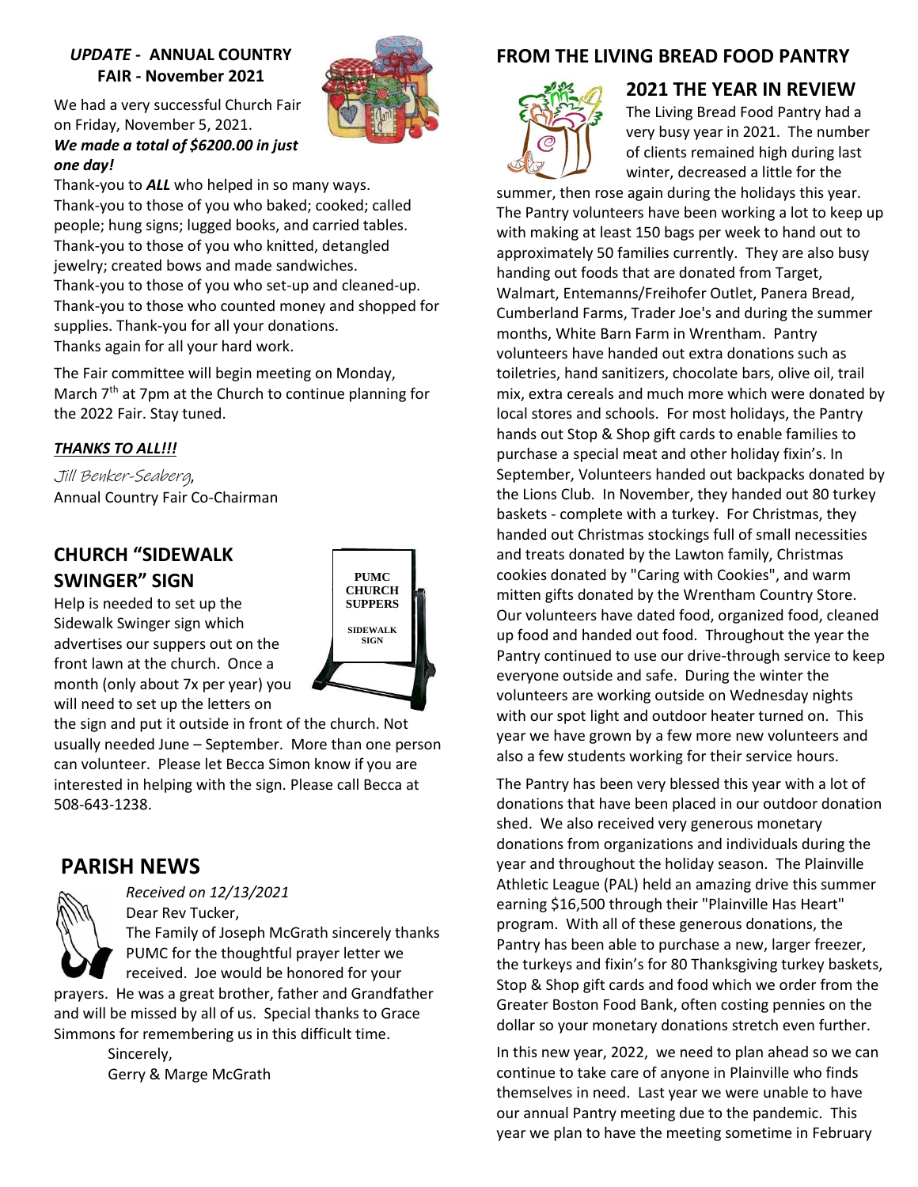## *UPDATE* - ANNUAL COUNTRY FAIR - November 2021

We had a very successful Church Fair on Friday, November 5, 2021.
***We made a total of $6200.00 in just one day!***

Thank-you to ***ALL*** who helped in so many ways.
Thank-you to those of you who baked; cooked; called people; hung signs; lugged books, and carried tables.
Thank-you to those of you who knitted, detangled jewelry; created bows and made sandwiches.
Thank-you to those of you who set-up and cleaned-up.
Thank-you to those who counted money and shopped for supplies. Thank-you for all your donations.
Thanks again for all your hard work.

The Fair committee will begin meeting on Monday, March 7th at 7pm at the Church to continue planning for the 2022 Fair. Stay tuned.

***THANKS TO ALL!!!***

*Jill Benker-Seaberg*,
Annual Country Fair Co-Chairman

## CHURCH "SIDEWALK SWINGER" SIGN

PUMC CHURCH SUPPERS

SIDEWALK SIGN

Help is needed to set up the Sidewalk Swinger sign which advertises our suppers out on the front lawn at the church. Once a month (only about 7x per year) you will need to set up the letters on the sign and put it outside in front of the church. Not usually needed June – September. More than one person can volunteer. Please let Becca Simon know if you are interested in helping with the sign. Please call Becca at 508-643-1238.

## PARISH NEWS

*Received on 12/13/2021*

Dear Rev Tucker,

The Family of Joseph McGrath sincerely thanks PUMC for the thoughtful prayer letter we received. Joe would be honored for your prayers. He was a great brother, father and Grandfather and will be missed by all of us. Special thanks to Grace Simmons for remembering us in this difficult time.

Sincerely,
Gerry & Marge McGrath

## FROM THE LIVING BREAD FOOD PANTRY

### 2021 THE YEAR IN REVIEW

The Living Bread Food Pantry had a very busy year in 2021. The number of clients remained high during last winter, decreased a little for the summer, then rose again during the holidays this year. The Pantry volunteers have been working a lot to keep up with making at least 150 bags per week to hand out to approximately 50 families currently. They are also busy handing out foods that are donated from Target, Walmart, Entemanns/Freihofer Outlet, Panera Bread, Cumberland Farms, Trader Joe's and during the summer months, White Barn Farm in Wrentham. Pantry volunteers have handed out extra donations such as toiletries, hand sanitizers, chocolate bars, olive oil, trail mix, extra cereals and much more which were donated by local stores and schools. For most holidays, the Pantry hands out Stop & Shop gift cards to enable families to purchase a special meat and other holiday fixin's. In September, Volunteers handed out backpacks donated by the Lions Club. In November, they handed out 80 turkey baskets - complete with a turkey. For Christmas, they handed out Christmas stockings full of small necessities and treats donated by the Lawton family, Christmas cookies donated by "Caring with Cookies", and warm mitten gifts donated by the Wrentham Country Store. Our volunteers have dated food, organized food, cleaned up food and handed out food. Throughout the year the Pantry continued to use our drive-through service to keep everyone outside and safe. During the winter the volunteers are working outside on Wednesday nights with our spot light and outdoor heater turned on. This year we have grown by a few more new volunteers and also a few students working for their service hours.

The Pantry has been very blessed this year with a lot of donations that have been placed in our outdoor donation shed. We also received very generous monetary donations from organizations and individuals during the year and throughout the holiday season. The Plainville Athletic League (PAL) held an amazing drive this summer earning $16,500 through their "Plainville Has Heart" program. With all of these generous donations, the Pantry has been able to purchase a new, larger freezer, the turkeys and fixin's for 80 Thanksgiving turkey baskets, Stop & Shop gift cards and food which we order from the Greater Boston Food Bank, often costing pennies on the dollar so your monetary donations stretch even further.

In this new year, 2022, we need to plan ahead so we can continue to take care of anyone in Plainville who finds themselves in need. Last year we were unable to have our annual Pantry meeting due to the pandemic. This year we plan to have the meeting sometime in February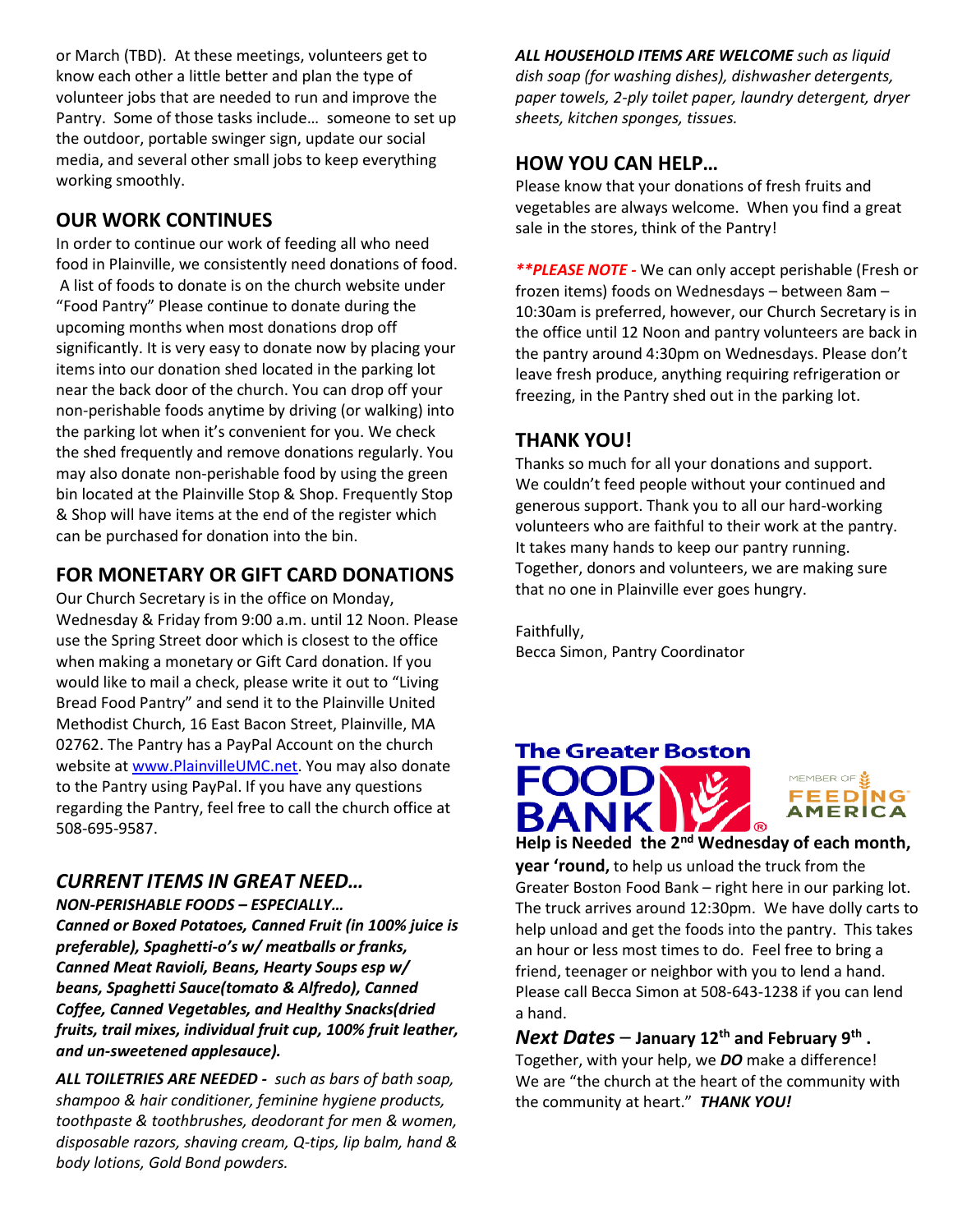or March (TBD). At these meetings, volunteers get to know each other a little better and plan the type of volunteer jobs that are needed to run and improve the Pantry. Some of those tasks include… someone to set up the outdoor, portable swinger sign, update our social media, and several other small jobs to keep everything working smoothly.

## OUR WORK CONTINUES

In order to continue our work of feeding all who need food in Plainville, we consistently need donations of food. A list of foods to donate is on the church website under "Food Pantry" Please continue to donate during the upcoming months when most donations drop off significantly. It is very easy to donate now by placing your items into our donation shed located in the parking lot near the back door of the church. You can drop off your non-perishable foods anytime by driving (or walking) into the parking lot when it's convenient for you. We check the shed frequently and remove donations regularly. You may also donate non-perishable food by using the green bin located at the Plainville Stop & Shop. Frequently Stop & Shop will have items at the end of the register which can be purchased for donation into the bin.

## FOR MONETARY OR GIFT CARD DONATIONS

Our Church Secretary is in the office on Monday, Wednesday & Friday from 9:00 a.m. until 12 Noon. Please use the Spring Street door which is closest to the office when making a monetary or Gift Card donation. If you would like to mail a check, please write it out to "Living Bread Food Pantry" and send it to the Plainville United Methodist Church, 16 East Bacon Street, Plainville, MA 02762. The Pantry has a PayPal Account on the church website at [www.PlainvilleUMC.net](www.PlainvilleUMC.net). You may also donate to the Pantry using PayPal. If you have any questions regarding the Pantry, feel free to call the church office at 508-695-9587.

## *CURRENT ITEMS IN GREAT NEED…*

***NON-PERISHABLE FOODS – ESPECIALLY…***
***Canned or Boxed Potatoes, Canned Fruit (in 100% juice is preferable), Spaghetti-o's w/ meatballs or franks, Canned Meat Ravioli, Beans, Hearty Soups esp w/ beans, Spaghetti Sauce(tomato & Alfredo), Canned Coffee, Canned Vegetables, and Healthy Snacks(dried fruits, trail mixes, individual fruit cup, 100% fruit leather, and un-sweetened applesauce).***

***ALL TOILETRIES ARE NEEDED -*** *such as bars of bath soap, shampoo & hair conditioner, feminine hygiene products, toothpaste & toothbrushes, deodorant for men & women, disposable razors, shaving cream, Q-tips, lip balm, hand & body lotions, Gold Bond powders.*

***ALL HOUSEHOLD ITEMS ARE WELCOME*** *such as liquid dish soap (for washing dishes), dishwasher detergents, paper towels, 2-ply toilet paper, laundry detergent, dryer sheets, kitchen sponges, tissues.*

## HOW YOU CAN HELP…

Please know that your donations of fresh fruits and vegetables are always welcome. When you find a great sale in the stores, think of the Pantry!

***\*\*PLEASE NOTE -*** We can only accept perishable (Fresh or frozen items) foods on Wednesdays – between 8am – 10:30am is preferred, however, our Church Secretary is in the office until 12 Noon and pantry volunteers are back in the pantry around 4:30pm on Wednesdays. Please don't leave fresh produce, anything requiring refrigeration or freezing, in the Pantry shed out in the parking lot.

## THANK YOU!

Thanks so much for all your donations and support. We couldn't feed people without your continued and generous support. Thank you to all our hard-working volunteers who are faithful to their work at the pantry. It takes many hands to keep our pantry running. Together, donors and volunteers, we are making sure that no one in Plainville ever goes hungry.

Faithfully,
Becca Simon, Pantry Coordinator

The Greater Boston FOOD BANK — MEMBER OF FEEDING AMERICA

**Help is Needed the 2nd Wednesday of each month, year 'round,** to help us unload the truck from the Greater Boston Food Bank – right here in our parking lot. The truck arrives around 12:30pm. We have dolly carts to help unload and get the foods into the pantry. This takes an hour or less most times to do. Feel free to bring a friend, teenager or neighbor with you to lend a hand. Please call Becca Simon at 508-643-1238 if you can lend a hand.

***Next Dates*** – **January 12th and February 9th .**
Together, with your help, we ***DO*** make a difference! We are "the church at the heart of the community with the community at heart." ***THANK YOU!***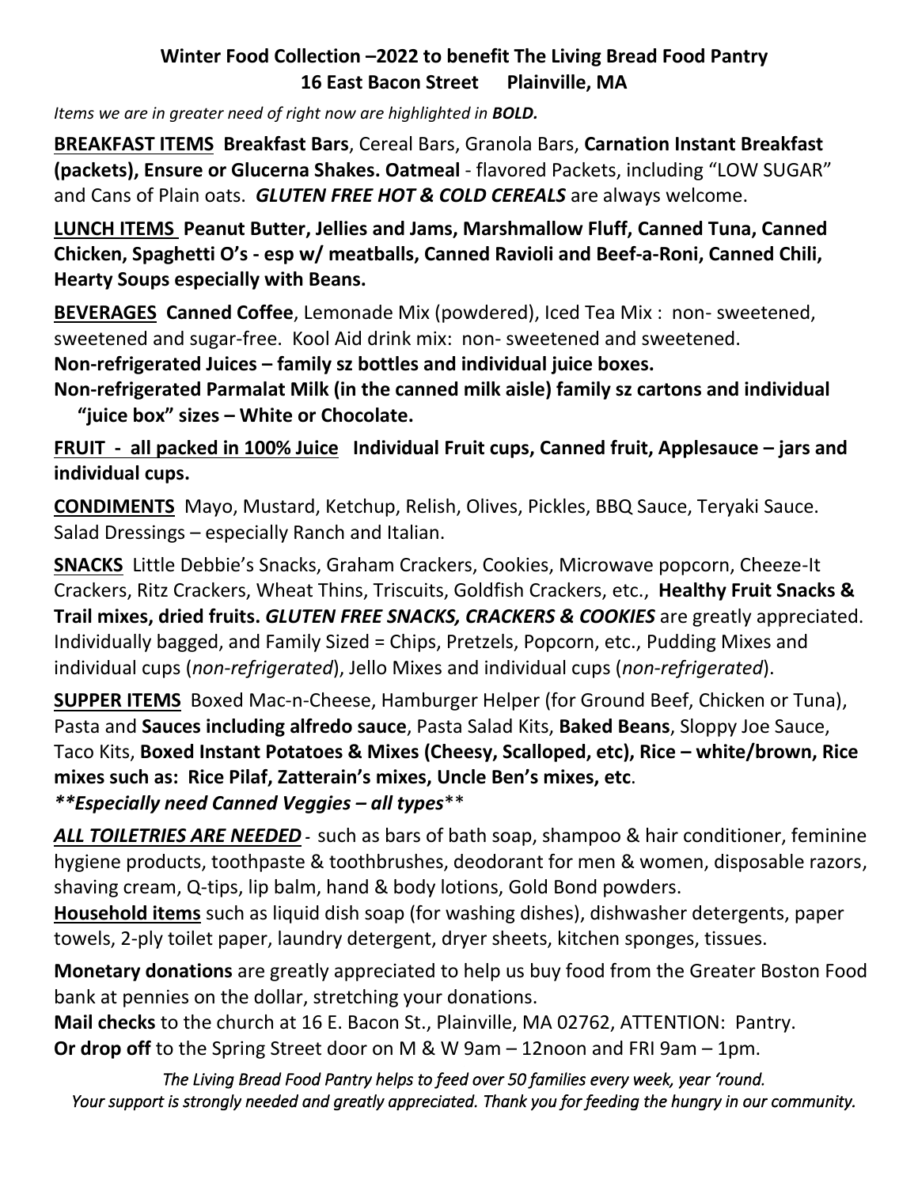**Winter Food Collection –2022 to benefit The Living Bread Food Pantry**
**16 East Bacon Street      Plainville, MA**

*Items we are in greater need of right now are highlighted in **BOLD.***

<u>**BREAKFAST ITEMS**</u> **Breakfast Bars**, Cereal Bars, Granola Bars, **Carnation Instant Breakfast (packets), Ensure or Glucerna Shakes. Oatmeal** - flavored Packets, including "LOW SUGAR" and Cans of Plain oats. ***GLUTEN FREE HOT & COLD CEREALS*** are always welcome.

<u>**LUNCH ITEMS**</u> **Peanut Butter, Jellies and Jams, Marshmallow Fluff, Canned Tuna, Canned Chicken, Spaghetti O's - esp w/ meatballs, Canned Ravioli and Beef-a-Roni, Canned Chili, Hearty Soups especially with Beans.**

<u>**BEVERAGES**</u> **Canned Coffee**, Lemonade Mix (powdered), Iced Tea Mix : non- sweetened, sweetened and sugar-free. Kool Aid drink mix: non- sweetened and sweetened.
**Non-refrigerated Juices – family sz bottles and individual juice boxes.**
**Non-refrigerated Parmalat Milk (in the canned milk aisle) family sz cartons and individual "juice box" sizes – White or Chocolate.**

<u>**FRUIT - all packed in 100% Juice**</u> **Individual Fruit cups, Canned fruit, Applesauce – jars and individual cups.**

<u>**CONDIMENTS**</u> Mayo, Mustard, Ketchup, Relish, Olives, Pickles, BBQ Sauce, Teryaki Sauce. Salad Dressings – especially Ranch and Italian.

<u>**SNACKS**</u> Little Debbie's Snacks, Graham Crackers, Cookies, Microwave popcorn, Cheeze-It Crackers, Ritz Crackers, Wheat Thins, Triscuits, Goldfish Crackers, etc., **Healthy Fruit Snacks & Trail mixes, dried fruits.** ***GLUTEN FREE SNACKS, CRACKERS & COOKIES*** are greatly appreciated. Individually bagged, and Family Sized = Chips, Pretzels, Popcorn, etc., Pudding Mixes and individual cups (*non-refrigerated*), Jello Mixes and individual cups (*non-refrigerated*).

<u>**SUPPER ITEMS**</u> Boxed Mac-n-Cheese, Hamburger Helper (for Ground Beef, Chicken or Tuna), Pasta and **Sauces including alfredo sauce**, Pasta Salad Kits, **Baked Beans**, Sloppy Joe Sauce, Taco Kits, **Boxed Instant Potatoes & Mixes (Cheesy, Scalloped, etc), Rice – white/brown, Rice mixes such as: Rice Pilaf, Zatterain's mixes, Uncle Ben's mixes, etc**.
***\*\*Especially need Canned Veggies – all types\*\****

<u>***ALL TOILETRIES ARE NEEDED***</u> - such as bars of bath soap, shampoo & hair conditioner, feminine hygiene products, toothpaste & toothbrushes, deodorant for men & women, disposable razors, shaving cream, Q-tips, lip balm, hand & body lotions, Gold Bond powders.
<u>**Household items**</u> such as liquid dish soap (for washing dishes), dishwasher detergents, paper towels, 2-ply toilet paper, laundry detergent, dryer sheets, kitchen sponges, tissues.

**Monetary donations** are greatly appreciated to help us buy food from the Greater Boston Food bank at pennies on the dollar, stretching your donations.
**Mail checks** to the church at 16 E. Bacon St., Plainville, MA 02762, ATTENTION: Pantry.
**Or drop off** to the Spring Street door on M & W 9am – 12noon and FRI 9am – 1pm.

*The Living Bread Food Pantry helps to feed over 50 families every week, year 'round.*
*Your support is strongly needed and greatly appreciated. Thank you for feeding the hungry in our community.*